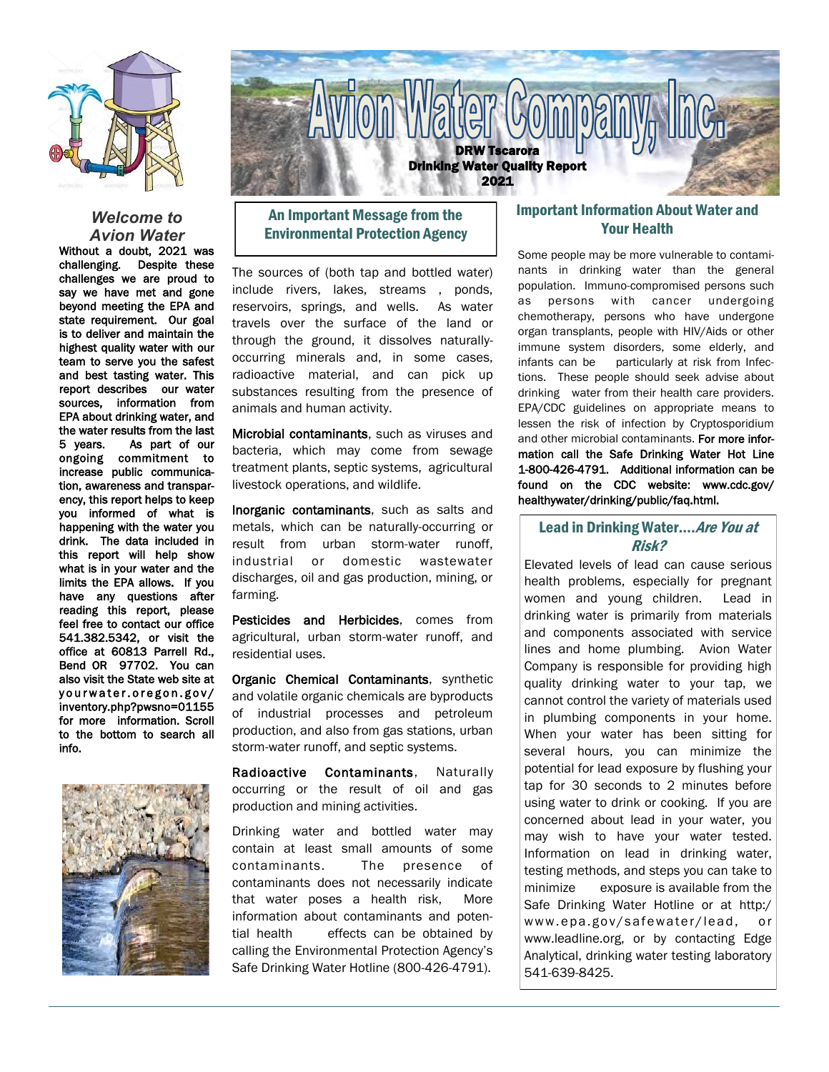# Avion Water Company, Inc.

**DRW Tscarora**
**Drinking Water Quality Report**
**2021**

## *Welcome to Avion Water*

**Without a doubt, 2021 was challenging. Despite these challenges we are proud to say we have met and gone beyond meeting the EPA and state requirement. Our goal is to deliver and maintain the highest quality water with our team to serve you the safest and best tasting water. This report describes our water sources, information from EPA about drinking water, and the water results from the last 5 years. As part of our ongoing commitment to increase public communication, awareness and transparency, this report helps to keep you informed of what is happening with the water you drink. The data included in this report will help show what is in your water and the limits the EPA allows. If you have any questions after reading this report, please feel free to contact our office 541.382.5342, or visit the office at 60813 Parrell Rd., Bend OR 97702. You can also visit the State web site at yourwater.oregon.gov/inventory.php?pwsno=01155 for more information. Scroll to the bottom to search all info.**

## An Important Message from the Environmental Protection Agency

The sources of (both tap and bottled water) include rivers, lakes, streams , ponds, reservoirs, springs, and wells. As water travels over the surface of the land or through the ground, it dissolves naturally-occurring minerals and, in some cases, radioactive material, and can pick up substances resulting from the presence of animals and human activity.

**Microbial contaminants**, such as viruses and bacteria, which may come from sewage treatment plants, septic systems, agricultural livestock operations, and wildlife.

**Inorganic contaminants**, such as salts and metals, which can be naturally-occurring or result from urban storm-water runoff, industrial or domestic wastewater discharges, oil and gas production, mining, or farming.

**Pesticides and Herbicides**, comes from agricultural, urban storm-water runoff, and residential uses.

**Organic Chemical Contaminants**, synthetic and volatile organic chemicals are byproducts of industrial processes and petroleum production, and also from gas stations, urban storm-water runoff, and septic systems.

**Radioactive Contaminants**, Naturally occurring or the result of oil and gas production and mining activities.

Drinking water and bottled water may contain at least small amounts of some contaminants. The presence of contaminants does not necessarily indicate that water poses a health risk, More information about contaminants and potential health effects can be obtained by calling the Environmental Protection Agency's Safe Drinking Water Hotline (800-426-4791).

## Important Information About Water and Your Health

Some people may be more vulnerable to contaminants in drinking water than the general population. Immuno-compromised persons such as persons with cancer undergoing chemotherapy, persons who have undergone organ transplants, people with HIV/Aids or other immune system disorders, some elderly, and infants can be particularly at risk from Infections. These people should seek advise about drinking water from their health care providers. EPA/CDC guidelines on appropriate means to lessen the risk of infection by Cryptosporidium and other microbial contaminants. **For more information call the Safe Drinking Water Hot Line 1-800-426-4791. Additional information can be found on the CDC website: www.cdc.gov/healthywater/drinking/public/faq.html.**

## Lead in Drinking Water....*Are You at Risk?*

Elevated levels of lead can cause serious health problems, especially for pregnant women and young children. Lead in drinking water is primarily from materials and components associated with service lines and home plumbing. Avion Water Company is responsible for providing high quality drinking water to your tap, we cannot control the variety of materials used in plumbing components in your home. When your water has been sitting for several hours, you can minimize the potential for lead exposure by flushing your tap for 30 seconds to 2 minutes before using water to drink or cooking. If you are concerned about lead in your water, you may wish to have your water tested. Information on lead in drinking water, testing methods, and steps you can take to minimize exposure is available from the Safe Drinking Water Hotline or at http:/www.epa.gov/safewater/lead, or www.leadline.org, or by contacting Edge Analytical, drinking water testing laboratory 541-639-8425.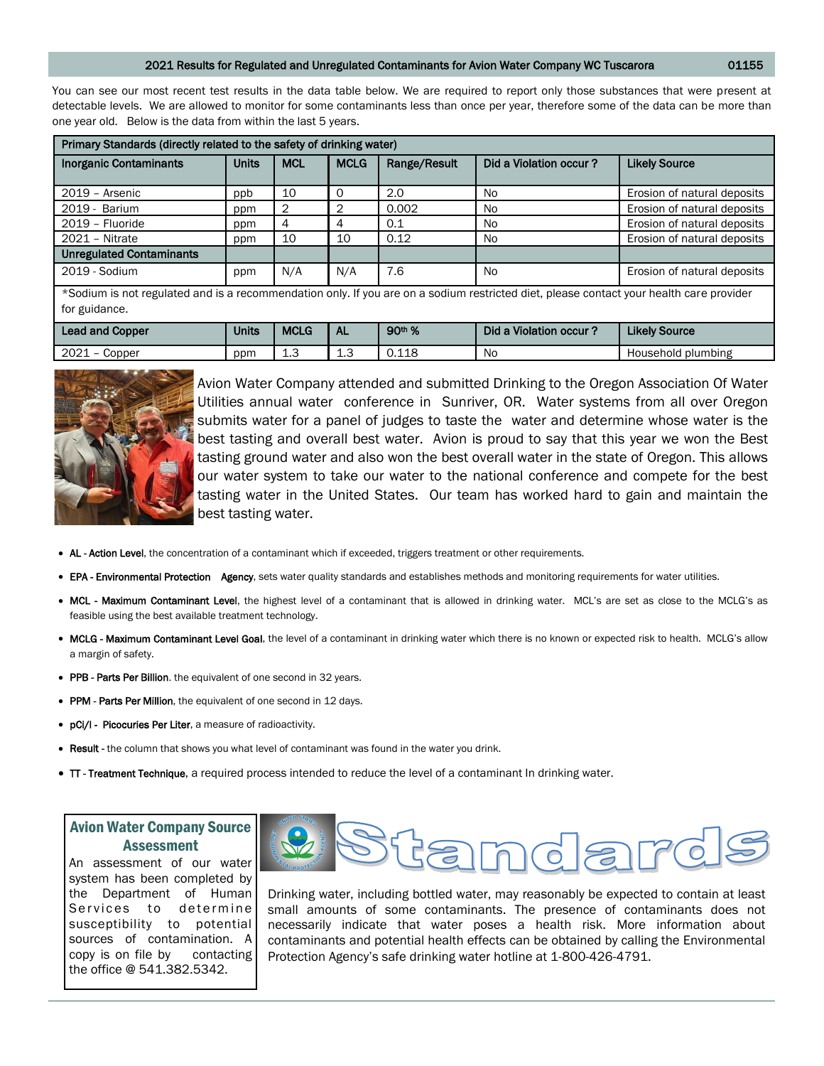## 2021 Results for Regulated and Unregulated Contaminants for Avion Water Company WC Tuscarora 01155

You can see our most recent test results in the data table below. We are required to report only those substances that were present at detectable levels. We are allowed to monitor for some contaminants less than once per year, therefore some of the data can be more than one year old. Below is the data from within the last 5 years.

| Primary Standards (directly related to the safety of drinking water) | | | | | | |
|---|---|---|---|---|---|---|
| **Inorganic Contaminants** | **Units** | **MCL** | **MCLG** | **Range/Result** | **Did a Violation occur ?** | **Likely Source** |
| 2019 – Arsenic | ppb | 10 | 0 | 2.0 | No | Erosion of natural deposits |
| 2019 - Barium | ppm | 2 | 2 | 0.002 | No | Erosion of natural deposits |
| 2019 – Fluoride | ppm | 4 | 4 | 0.1 | No | Erosion of natural deposits |
| 2021 – Nitrate | ppm | 10 | 10 | 0.12 | No | Erosion of natural deposits |
| **Unregulated Contaminants** | | | | | | |
| 2019 - Sodium | ppm | N/A | N/A | 7.6 | No | Erosion of natural deposits |
| *Sodium is not regulated and is a recommendation only. If you are on a sodium restricted diet, please contact your health care provider for guidance. | | | | | | |
| **Lead and Copper** | **Units** | **MCLG** | **AL** | **90th %** | **Did a Violation occur ?** | **Likely Source** |
| 2021 – Copper | ppm | 1.3 | 1.3 | 0.118 | No | Household plumbing |

Avion Water Company attended and submitted Drinking to the Oregon Association Of Water Utilities annual water conference in Sunriver, OR. Water systems from all over Oregon submits water for a panel of judges to taste the water and determine whose water is the best tasting and overall best water. Avion is proud to say that this year we won the Best tasting ground water and also won the best overall water in the state of Oregon. This allows our water system to take our water to the national conference and compete for the best tasting water in the United States. Our team has worked hard to gain and maintain the best tasting water.

- **AL - Action Level**, the concentration of a contaminant which if exceeded, triggers treatment or other requirements.
- **EPA - Environmental Protection Agency**, sets water quality standards and establishes methods and monitoring requirements for water utilities.
- **MCL - Maximum Contaminant Level**, the highest level of a contaminant that is allowed in drinking water. MCL's are set as close to the MCLG's as feasible using the best available treatment technology.
- **MCLG - Maximum Contaminant Level Goal**, the level of a contaminant in drinking water which there is no known or expected risk to health. MCLG's allow a margin of safety.
- **PPB - Parts Per Billion**. the equivalent of one second in 32 years.
- **PPM - Parts Per Million**, the equivalent of one second in 12 days.
- **pCi/l - Picocuries Per Liter**, a measure of radioactivity.
- **Result** - the column that shows you what level of contaminant was found in the water you drink.
- **TT - Treatment Technique**, a required process intended to reduce the level of a contaminant In drinking water.

### Avion Water Company Source Assessment

An assessment of our water system has been completed by the Department of Human Services to determine susceptibility to potential sources of contamination. A copy is on file by contacting the office @ 541.382.5342.

### Standards

Drinking water, including bottled water, may reasonably be expected to contain at least small amounts of some contaminants. The presence of contaminants does not necessarily indicate that water poses a health risk. More information about contaminants and potential health effects can be obtained by calling the Environmental Protection Agency's safe drinking water hotline at 1-800-426-4791.